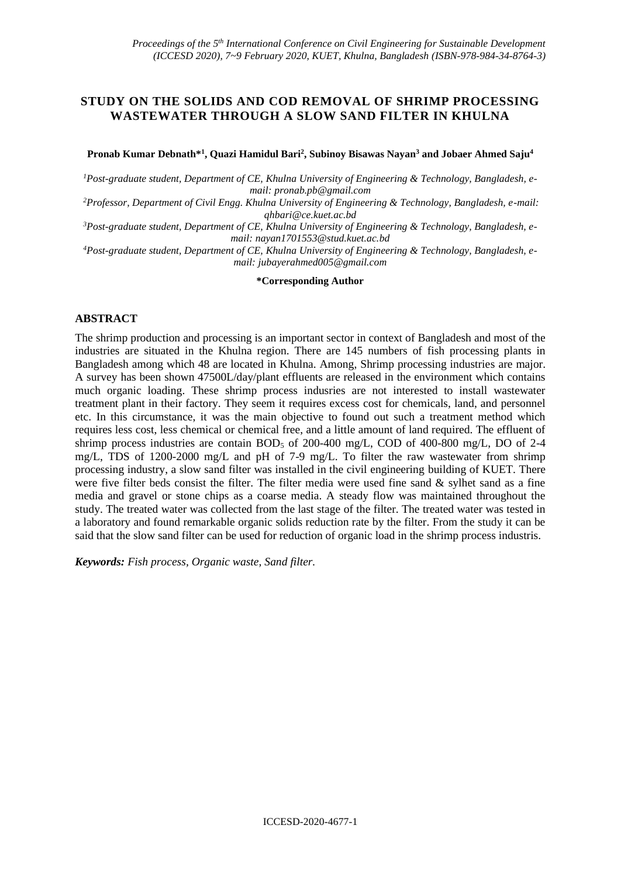# STUDY ON THE SOLIDS AND COD REMOVAL OF SHRIMP PROCESSING WASTEWATER THROUGH A SLOW SAND FILTER IN KHULNA

**Pronab Kumar Debnath*[1], Quazi Hamidul Bari[2], Subinoy Bisawas Nayan[3] and Jobaer Ahmed Saju[4]**

*[1]Post-graduate student, Department of CE, Khulna University of Engineering & Technology, Bangladesh, e-mail: pronab.pb@gmail.com*

*[2]Professor, Department of Civil Engg. Khulna University of Engineering & Technology, Bangladesh, e-mail: qhbari@ce.kuet.ac.bd*

*[3]Post-graduate student, Department of CE, Khulna University of Engineering & Technology, Bangladesh, e-mail: nayan1701553@stud.kuet.ac.bd*

*[4]Post-graduate student, Department of CE, Khulna University of Engineering & Technology, Bangladesh, e-mail: jubayerahmed005@gmail.com*

**\*Corresponding Author**

## ABSTRACT

The shrimp production and processing is an important sector in context of Bangladesh and most of the industries are situated in the Khulna region. There are 145 numbers of fish processing plants in Bangladesh among which 48 are located in Khulna. Among, Shrimp processing industries are major. A survey has been shown 47500L/day/plant effluents are released in the environment which contains much organic loading. These shrimp process indusries are not interested to install wastewater treatment plant in their factory. They seem it requires excess cost for chemicals, land, and personnel etc. In this circumstance, it was the main objective to found out such a treatment method which requires less cost, less chemical or chemical free, and a little amount of land required. The effluent of shrimp process industries are contain $BOD_5$ of 200-400 mg/L, COD of 400-800 mg/L, DO of 2-4 mg/L, TDS of 1200-2000 mg/L and pH of 7-9 mg/L. To filter the raw wastewater from shrimp processing industry, a slow sand filter was installed in the civil engineering building of KUET. There were five filter beds consist the filter. The filter media were used fine sand & sylhet sand as a fine media and gravel or stone chips as a coarse media. A steady flow was maintained throughout the study. The treated water was collected from the last stage of the filter. The treated water was tested in a laboratory and found remarkable organic solids reduction rate by the filter. From the study it can be said that the slow sand filter can be used for reduction of organic load in the shrimp process industris.

***Keywords:*** *Fish process, Organic waste, Sand filter.*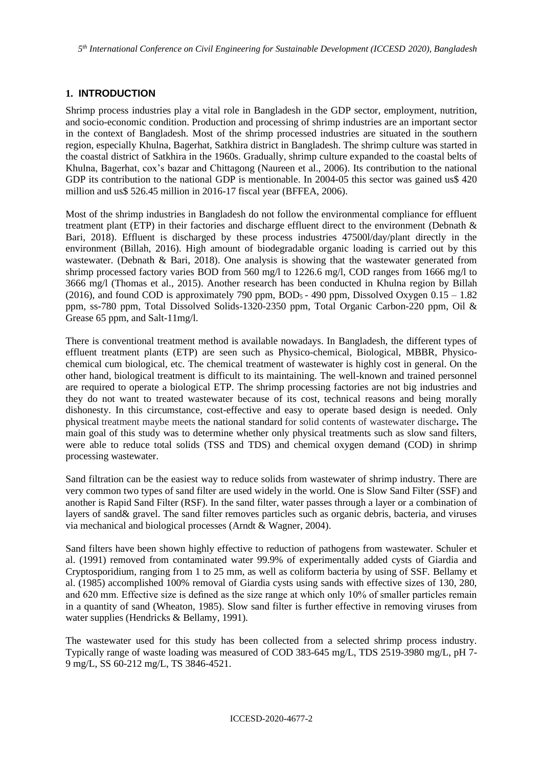## 1. INTRODUCTION

Shrimp process industries play a vital role in Bangladesh in the GDP sector, employment, nutrition, and socio-economic condition. Production and processing of shrimp industries are an important sector in the context of Bangladesh. Most of the shrimp processed industries are situated in the southern region, especially Khulna, Bagerhat, Satkhira district in Bangladesh. The shrimp culture was started in the coastal district of Satkhira in the 1960s. Gradually, shrimp culture expanded to the coastal belts of Khulna, Bagerhat, cox's bazar and Chittagong (Naureen et al., 2006). Its contribution to the national GDP its contribution to the national GDP is mentionable. In 2004-05 this sector was gained us$ 420 million and us$ 526.45 million in 2016-17 fiscal year (BFFEA, 2006).

Most of the shrimp industries in Bangladesh do not follow the environmental compliance for effluent treatment plant (ETP) in their factories and discharge effluent direct to the environment (Debnath & Bari, 2018). Effluent is discharged by these process industries 47500l/day/plant directly in the environment (Billah, 2016). High amount of biodegradable organic loading is carried out by this wastewater. (Debnath & Bari, 2018). One analysis is showing that the wastewater generated from shrimp processed factory varies BOD from 560 mg/l to 1226.6 mg/l, COD ranges from 1666 mg/l to 3666 mg/l (Thomas et al., 2015). Another research has been conducted in Khulna region by Billah (2016), and found COD is approximately 790 ppm, $BOD_5$ - 490 ppm, Dissolved Oxygen 0.15 – 1.82 ppm, ss-780 ppm, Total Dissolved Solids-1320-2350 ppm, Total Organic Carbon-220 ppm, Oil & Grease 65 ppm, and Salt-11mg/l.

There is conventional treatment method is available nowadays. In Bangladesh, the different types of effluent treatment plants (ETP) are seen such as Physico-chemical, Biological, MBBR, Physico-chemical cum biological, etc. The chemical treatment of wastewater is highly cost in general. On the other hand, biological treatment is difficult to its maintaining. The well-known and trained personnel are required to operate a biological ETP. The shrimp processing factories are not big industries and they do not want to treated wastewater because of its cost, technical reasons and being morally dishonesty. In this circumstance, cost-effective and easy to operate based design is needed. Only physical treatment maybe meets the national standard for solid contents of wastewater discharge**.** The main goal of this study was to determine whether only physical treatments such as slow sand filters, were able to reduce total solids (TSS and TDS) and chemical oxygen demand (COD) in shrimp processing wastewater.

Sand filtration can be the easiest way to reduce solids from wastewater of shrimp industry. There are very common two types of sand filter are used widely in the world. One is Slow Sand Filter (SSF) and another is Rapid Sand Filter (RSF). In the sand filter, water passes through a layer or a combination of layers of sand& gravel. The sand filter removes particles such as organic debris, bacteria, and viruses via mechanical and biological processes (Arndt & Wagner, 2004).

Sand filters have been shown highly effective to reduction of pathogens from wastewater. Schuler et al. (1991) removed from contaminated water 99.9% of experimentally added cysts of Giardia and Cryptosporidium, ranging from 1 to 25 mm, as well as coliform bacteria by using of SSF. Bellamy et al. (1985) accomplished 100% removal of Giardia cysts using sands with effective sizes of 130, 280, and 620 mm. Effective size is defined as the size range at which only 10% of smaller particles remain in a quantity of sand (Wheaton, 1985). Slow sand filter is further effective in removing viruses from water supplies (Hendricks & Bellamy, 1991).

The wastewater used for this study has been collected from a selected shrimp process industry. Typically range of waste loading was measured of COD 383-645 mg/L, TDS 2519-3980 mg/L, pH 7-9 mg/L, SS 60-212 mg/L, TS 3846-4521.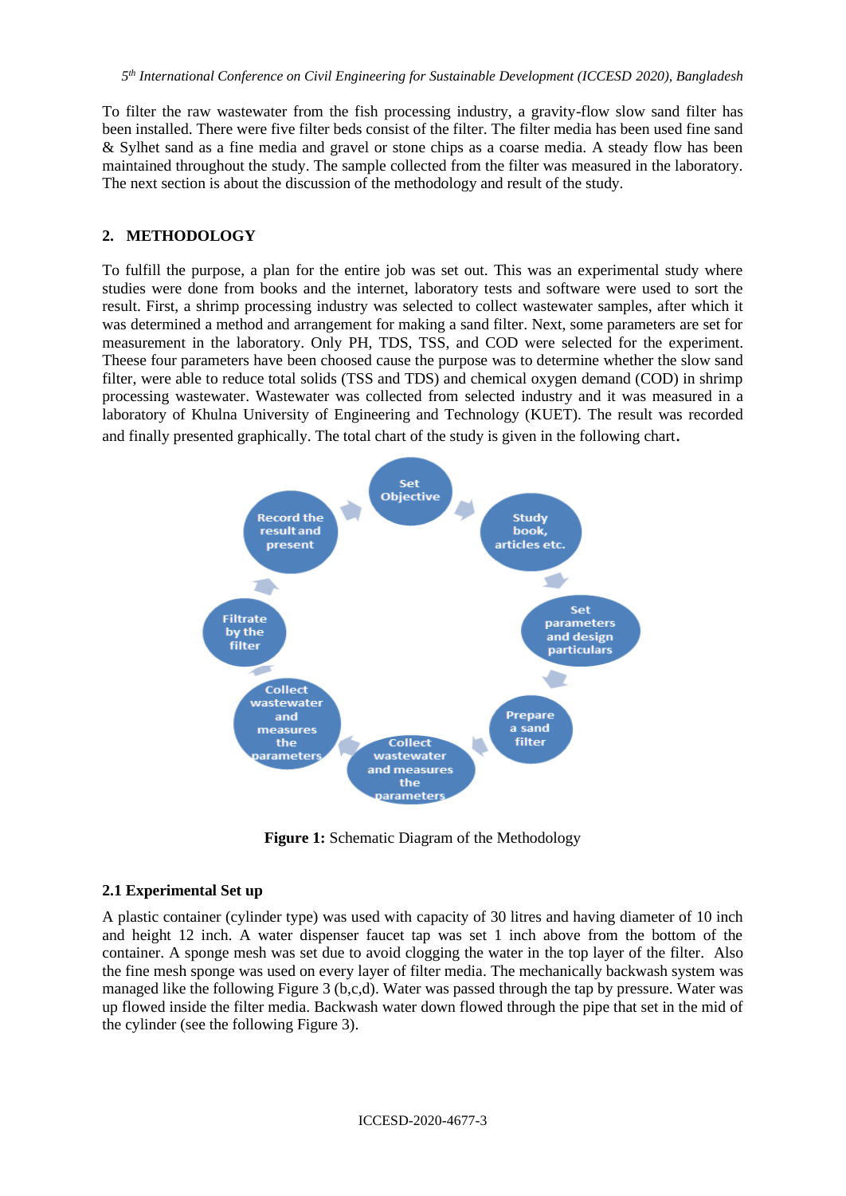To filter the raw wastewater from the fish processing industry, a gravity-flow slow sand filter has been installed. There were five filter beds consist of the filter. The filter media has been used fine sand & Sylhet sand as a fine media and gravel or stone chips as a coarse media. A steady flow has been maintained throughout the study. The sample collected from the filter was measured in the laboratory. The next section is about the discussion of the methodology and result of the study.

## 2. METHODOLOGY

To fulfill the purpose, a plan for the entire job was set out. This was an experimental study where studies were done from books and the internet, laboratory tests and software were used to sort the result. First, a shrimp processing industry was selected to collect wastewater samples, after which it was determined a method and arrangement for making a sand filter. Next, some parameters are set for measurement in the laboratory. Only PH, TDS, TSS, and COD were selected for the experiment. These four parameters have been choosed cause the purpose was to determine whether the slow sand filter, were able to reduce total solids (TSS and TDS) and chemical oxygen demand (COD) in shrimp processing wastewater. Wastewater was collected from selected industry and it was measured in a laboratory of Khulna University of Engineering and Technology (KUET). The result was recorded and finally presented graphically. The total chart of the study is given in the following chart.

Set Objective → Study book, articles etc. → Set parameters and design particulars → Prepare a sand filter → Collect wastewater and measures the parameters → Collect wastewater and measures the parameters → Filtrate by the filter → Record the result and present

**Figure 1:** Schematic Diagram of the Methodology

### 2.1 Experimental Set up

A plastic container (cylinder type) was used with capacity of 30 litres and having diameter of 10 inch and height 12 inch. A water dispenser faucet tap was set 1 inch above from the bottom of the container. A sponge mesh was set due to avoid clogging the water in the top layer of the filter. Also the fine mesh sponge was used on every layer of filter media. The mechanically backwash system was managed like the following Figure 3 (b,c,d). Water was passed through the tap by pressure. Water was up flowed inside the filter media. Backwash water down flowed through the pipe that set in the mid of the cylinder (see the following Figure 3).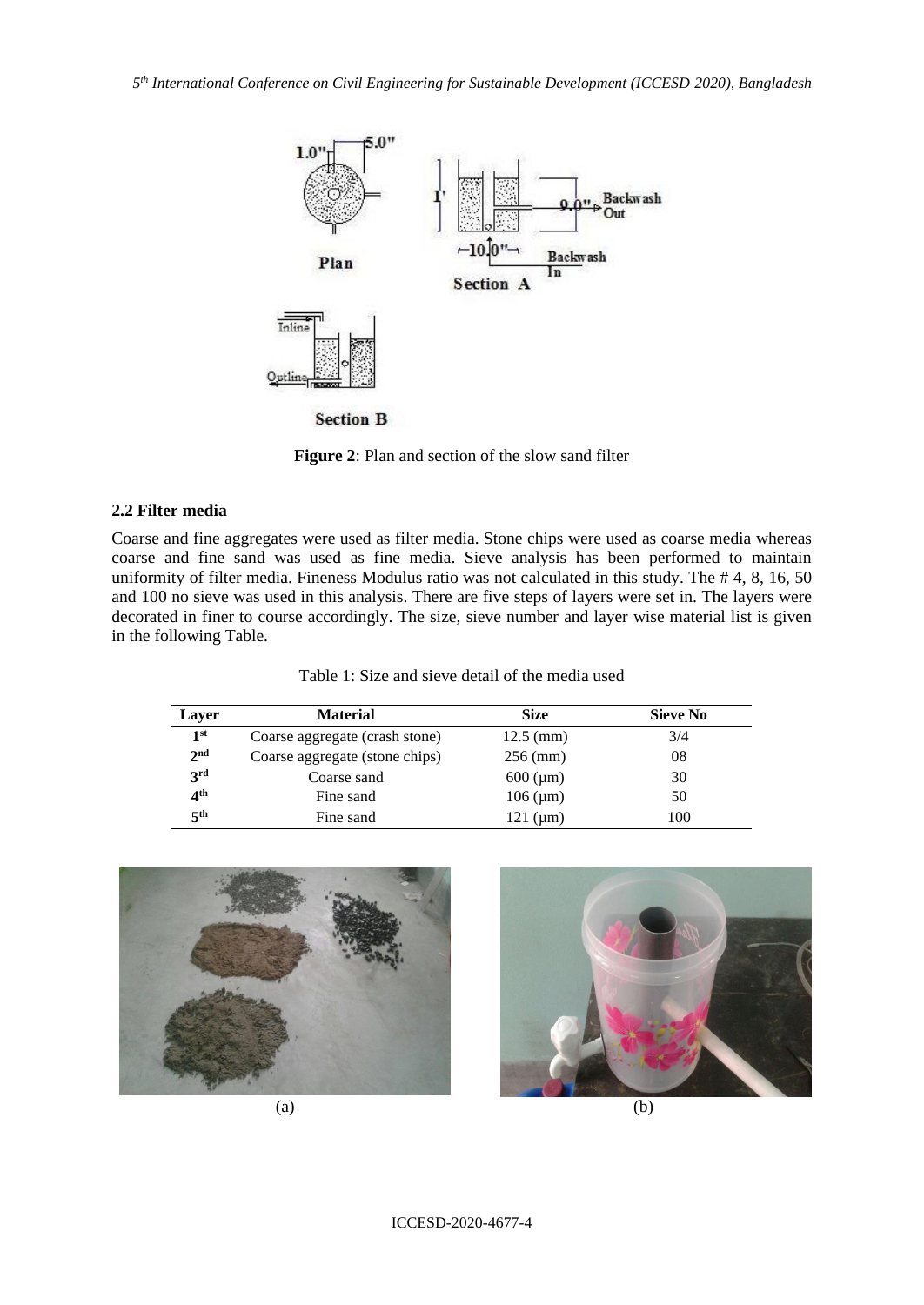**Figure 2**: Plan and section of the slow sand filter

### 2.2 Filter media

Coarse and fine aggregates were used as filter media. Stone chips were used as coarse media whereas coarse and fine sand was used as fine media. Sieve analysis has been performed to maintain uniformity of filter media. Fineness Modulus ratio was not calculated in this study. The # 4, 8, 16, 50 and 100 no sieve was used in this analysis. There are five steps of layers were set in. The layers were decorated in finer to course accordingly. The size, sieve number and layer wise material list is given in the following Table.

Table 1: Size and sieve detail of the media used

| Layer | Material | Size | Sieve No |
|---|---|---|---|
| 1st | Coarse aggregate (crash stone) | 12.5 (mm) | 3/4 |
| 2nd | Coarse aggregate (stone chips) | 256 (mm) | 08 |
| 3rd | Coarse sand | 600 (μm) | 30 |
| 4th | Fine sand | 106 (μm) | 50 |
| 5th | Fine sand | 121 (μm) | 100 |

(a) (b)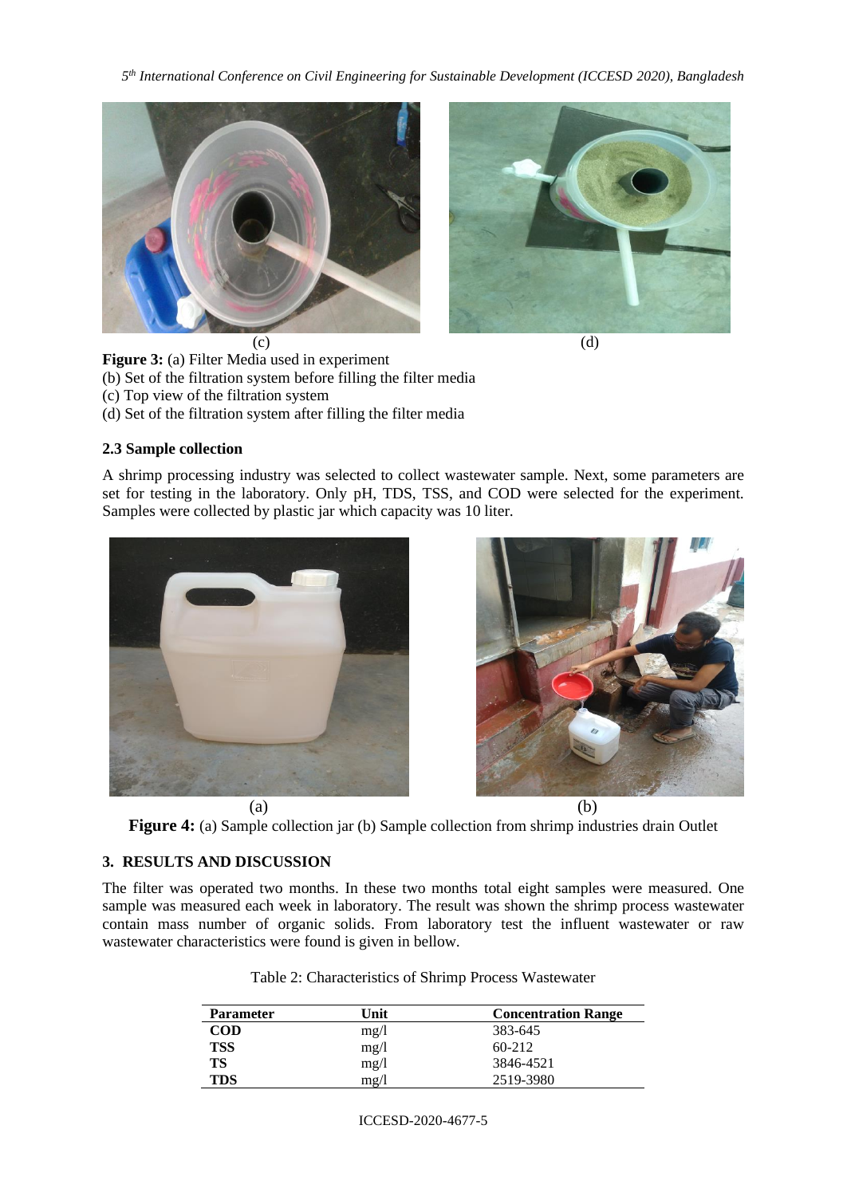(c) (d)

**Figure 3:** (a) Filter Media used in experiment
(b) Set of the filtration system before filling the filter media
(c) Top view of the filtration system
(d) Set of the filtration system after filling the filter media

### 2.3 Sample collection

A shrimp processing industry was selected to collect wastewater sample. Next, some parameters are set for testing in the laboratory. Only pH, TDS, TSS, and COD were selected for the experiment. Samples were collected by plastic jar which capacity was 10 liter.

(a) (b)

**Figure 4:** (a) Sample collection jar (b) Sample collection from shrimp industries drain Outlet

## 3. RESULTS AND DISCUSSION

The filter was operated two months. In these two months total eight samples were measured. One sample was measured each week in laboratory. The result was shown the shrimp process wastewater contain mass number of organic solids. From laboratory test the influent wastewater or raw wastewater characteristics were found is given in bellow.

Table 2: Characteristics of Shrimp Process Wastewater

| Parameter | Unit | Concentration Range |
|---|---|---|
| **COD** | mg/l | 383-645 |
| **TSS** | mg/l | 60-212 |
| **TS** | mg/l | 3846-4521 |
| **TDS** | mg/l | 2519-3980 |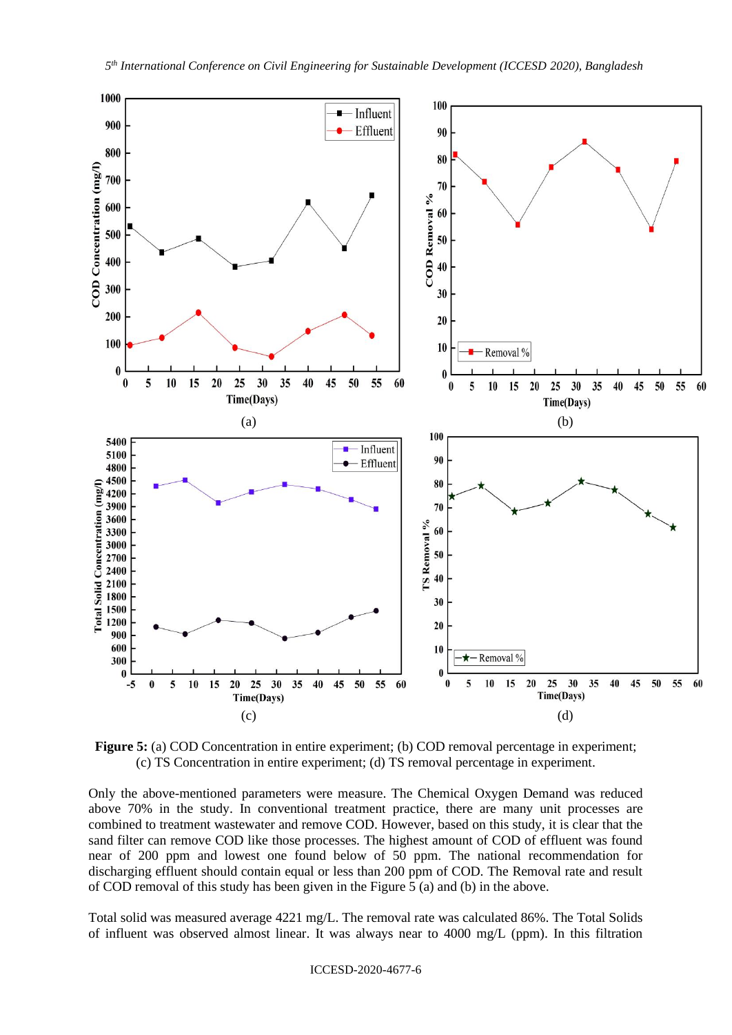**Figure 5:** (a) COD Concentration in entire experiment; (b) COD removal percentage in experiment; (c) TS Concentration in entire experiment; (d) TS removal percentage in experiment.

Only the above-mentioned parameters were measure. The Chemical Oxygen Demand was reduced above 70% in the study. In conventional treatment practice, there are many unit processes are combined to treatment wastewater and remove COD. However, based on this study, it is clear that the sand filter can remove COD like those processes. The highest amount of COD of effluent was found near of 200 ppm and lowest one found below of 50 ppm. The national recommendation for discharging effluent should contain equal or less than 200 ppm of COD. The Removal rate and result of COD removal of this study has been given in the Figure 5 (a) and (b) in the above.

Total solid was measured average 4221 mg/L. The removal rate was calculated 86%. The Total Solids of influent was observed almost linear. It was always near to 4000 mg/L (ppm). In this filtration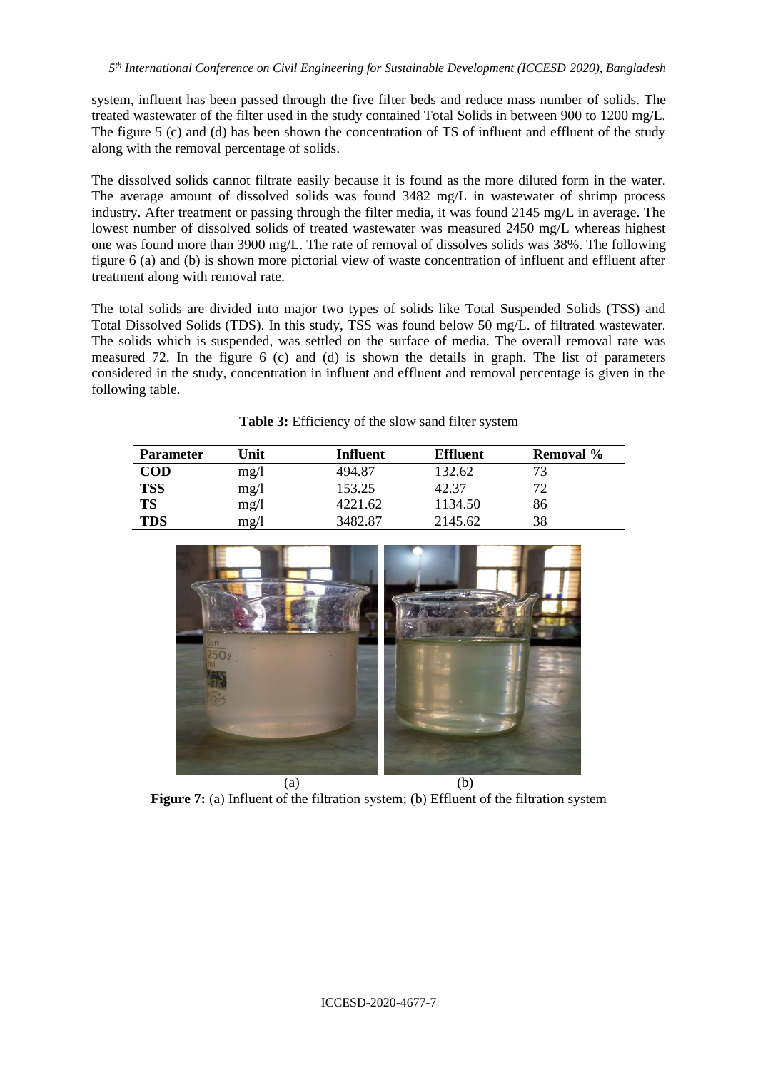system, influent has been passed through the five filter beds and reduce mass number of solids. The treated wastewater of the filter used in the study contained Total Solids in between 900 to 1200 mg/L. The figure 5 (c) and (d) has been shown the concentration of TS of influent and effluent of the study along with the removal percentage of solids.

The dissolved solids cannot filtrate easily because it is found as the more diluted form in the water. The average amount of dissolved solids was found 3482 mg/L in wastewater of shrimp process industry. After treatment or passing through the filter media, it was found 2145 mg/L in average. The lowest number of dissolved solids of treated wastewater was measured 2450 mg/L whereas highest one was found more than 3900 mg/L. The rate of removal of dissolves solids was 38%. The following figure 6 (a) and (b) is shown more pictorial view of waste concentration of influent and effluent after treatment along with removal rate.

The total solids are divided into major two types of solids like Total Suspended Solids (TSS) and Total Dissolved Solids (TDS). In this study, TSS was found below 50 mg/L. of filtrated wastewater. The solids which is suspended, was settled on the surface of media. The overall removal rate was measured 72. In the figure 6 (c) and (d) is shown the details in graph. The list of parameters considered in the study, concentration in influent and effluent and removal percentage is given in the following table.

**Table 3:** Efficiency of the slow sand filter system

| Parameter | Unit | Influent | Effluent | Removal % |
|---|---|---|---|---|
| **COD** | mg/l | 494.87 | 132.62 | 73 |
| **TSS** | mg/l | 153.25 | 42.37 | 72 |
| **TS** | mg/l | 4221.62 | 1134.50 | 86 |
| **TDS** | mg/l | 3482.87 | 2145.62 | 38 |

(a) (b)

**Figure 7:** (a) Influent of the filtration system; (b) Effluent of the filtration system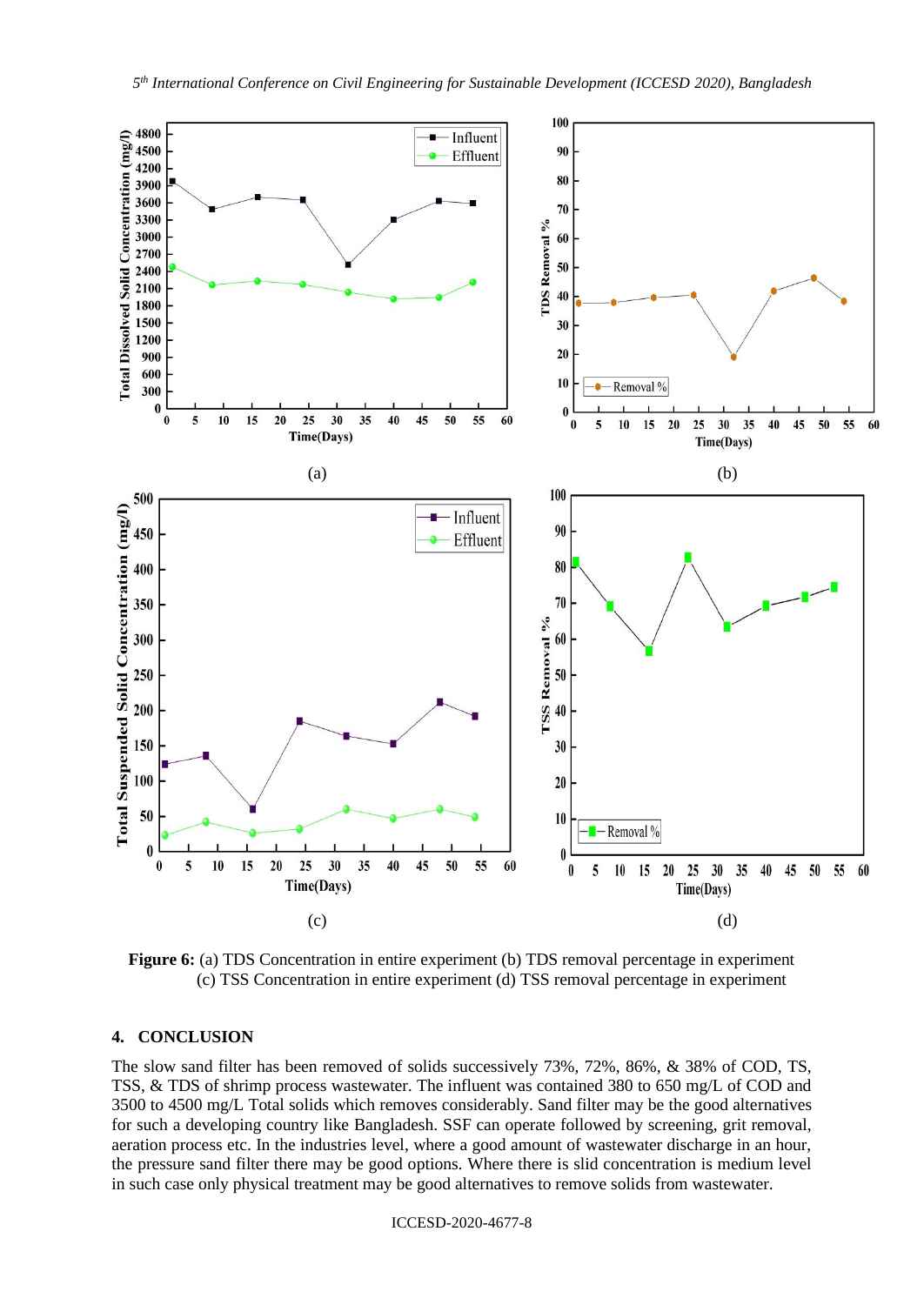**Figure 6:** (a) TDS Concentration in entire experiment (b) TDS removal percentage in experiment (c) TSS Concentration in entire experiment (d) TSS removal percentage in experiment

## 4. CONCLUSION

The slow sand filter has been removed of solids successively 73%, 72%, 86%, & 38% of COD, TS, TSS, & TDS of shrimp process wastewater. The influent was contained 380 to 650 mg/L of COD and 3500 to 4500 mg/L Total solids which removes considerably. Sand filter may be the good alternatives for such a developing country like Bangladesh. SSF can operate followed by screening, grit removal, aeration process etc. In the industries level, where a good amount of wastewater discharge in an hour, the pressure sand filter there may be good options. Where there is slid concentration is medium level in such case only physical treatment may be good alternatives to remove solids from wastewater.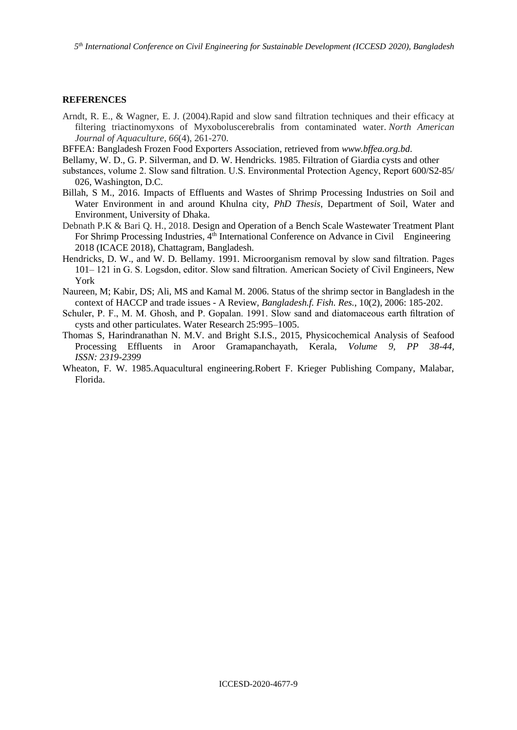## REFERENCES

Arndt, R. E., & Wagner, E. J. (2004).Rapid and slow sand filtration techniques and their efficacy at filtering triactinomyxons of Myxoboluscerebralis from contaminated water. *North American Journal of Aquaculture*, *66*(4), 261-270.

BFFEA: Bangladesh Frozen Food Exporters Association, retrieved from *www.bffea.org.bd*.

Bellamy, W. D., G. P. Silverman, and D. W. Hendricks. 1985. Filtration of Giardia cysts and other substances, volume 2. Slow sand filtration. U.S. Environmental Protection Agency, Report 600/S2-85/ 026, Washington, D.C.

Billah, S M., 2016. Impacts of Effluents and Wastes of Shrimp Processing Industries on Soil and Water Environment in and around Khulna city, *PhD Thesis*, Department of Soil, Water and Environment, University of Dhaka.

Debnath P.K & Bari Q. H., 2018. Design and Operation of a Bench Scale Wastewater Treatment Plant For Shrimp Processing Industries, 4th International Conference on Advance in Civil Engineering 2018 (ICACE 2018), Chattagram, Bangladesh.

Hendricks, D. W., and W. D. Bellamy. 1991. Microorganism removal by slow sand filtration. Pages 101– 121 in G. S. Logsdon, editor. Slow sand filtration. American Society of Civil Engineers, New York

Naureen, M; Kabir, DS; Ali, MS and Kamal M. 2006. Status of the shrimp sector in Bangladesh in the context of HACCP and trade issues - A Review, *Bangladesh.f. Fish. Res.*, 10(2), 2006: 185-202.

Schuler, P. F., M. M. Ghosh, and P. Gopalan. 1991. Slow sand and diatomaceous earth filtration of cysts and other particulates. Water Research 25:995–1005.

Thomas S, Harindranathan N. M.V. and Bright S.I.S., 2015, Physicochemical Analysis of Seafood Processing Effluents in Aroor Gramapanchayath, Kerala, *Volume 9, PP 38-44, ISSN: 2319-2399*

Wheaton, F. W. 1985.Aquacultural engineering.Robert F. Krieger Publishing Company, Malabar, Florida.